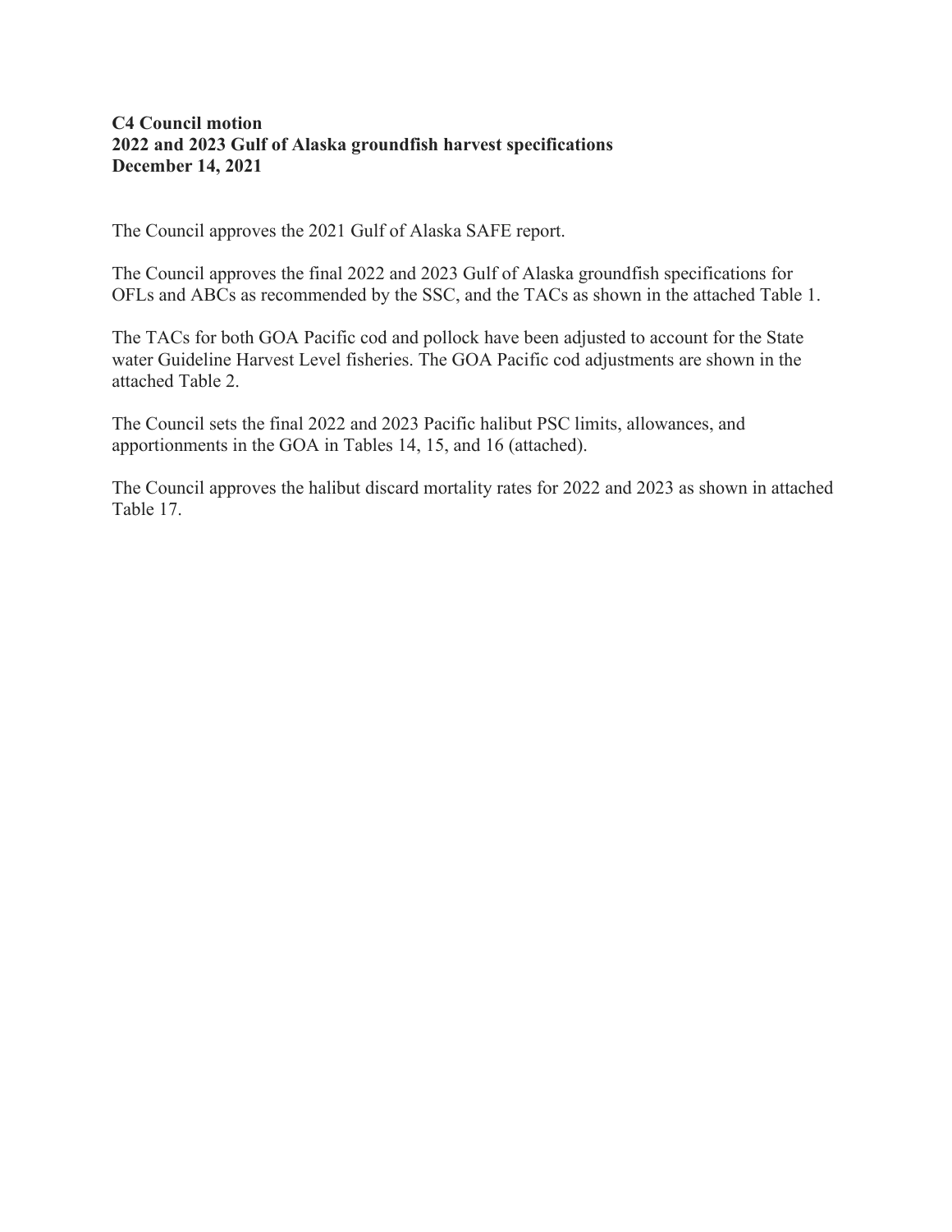**C4 Council motion**
**2022 and 2023 Gulf of Alaska groundfish harvest specifications**
**December 14, 2021**

The Council approves the 2021 Gulf of Alaska SAFE report.

The Council approves the final 2022 and 2023 Gulf of Alaska groundfish specifications for OFLs and ABCs as recommended by the SSC, and the TACs as shown in the attached Table 1.

The TACs for both GOA Pacific cod and pollock have been adjusted to account for the State water Guideline Harvest Level fisheries. The GOA Pacific cod adjustments are shown in the attached Table 2.

The Council sets the final 2022 and 2023 Pacific halibut PSC limits, allowances, and apportionments in the GOA in Tables 14, 15, and 16 (attached).

The Council approves the halibut discard mortality rates for 2022 and 2023 as shown in attached Table 17.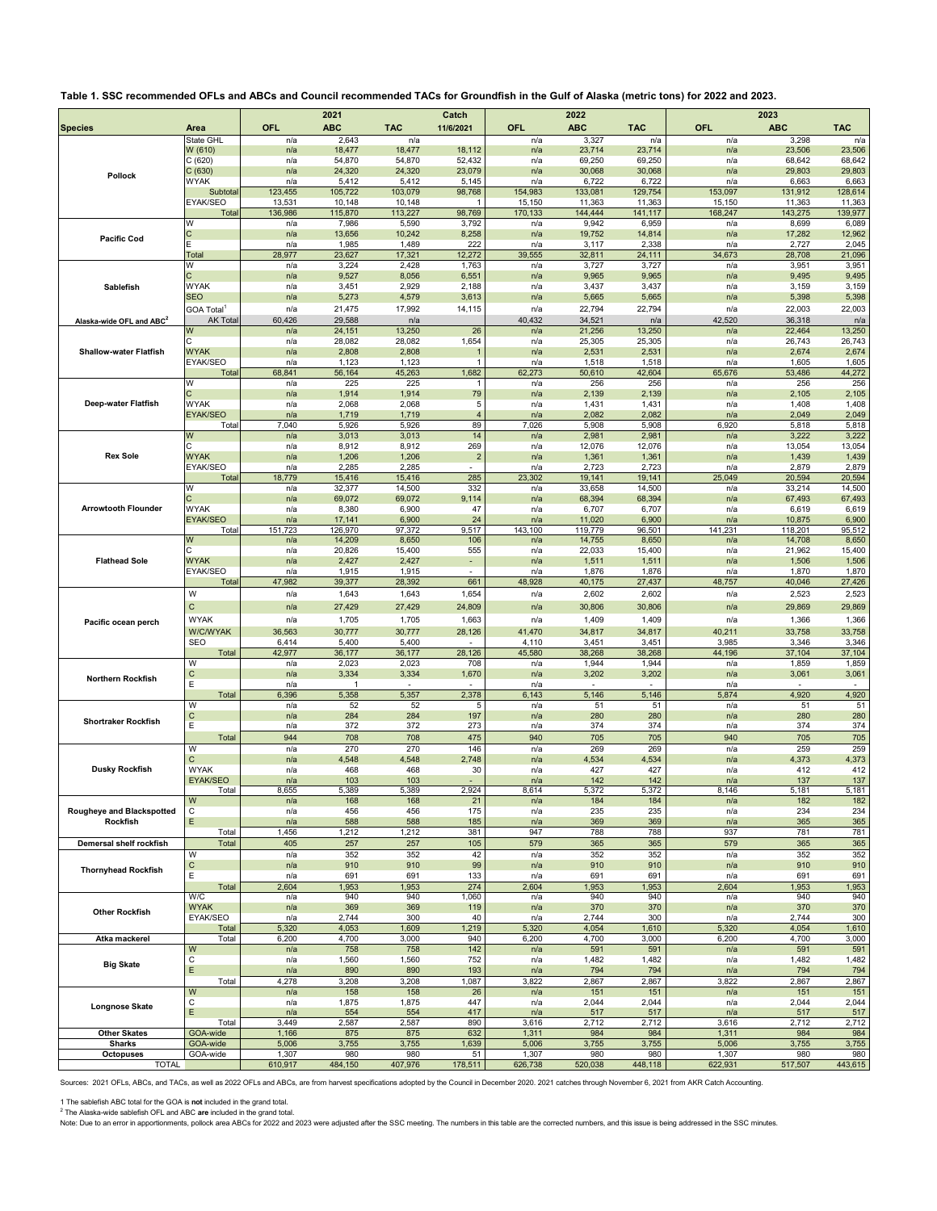**Table 1. SSC recommended OFLs and ABCs and Council recommended TACs for Groundfish in the Gulf of Alaska (metric tons) for 2022 and 2023.**

| Species | Area | 2021 OFL | 2021 ABC | 2021 TAC | Catch 11/6/2021 | 2022 OFL | 2022 ABC | 2022 TAC | 2023 OFL | 2023 ABC | 2023 TAC |
|---|---|---|---|---|---|---|---|---|---|---|---|
| Pollock | State GHL | n/a | 2,643 | n/a | | n/a | 3,327 | n/a | n/a | 3,298 | n/a |
| | W (610) | n/a | 18,477 | 18,477 | 18,112 | n/a | 23,714 | 23,714 | n/a | 23,506 | 23,506 |
| | C (620) | n/a | 54,870 | 54,870 | 52,432 | n/a | 69,250 | 69,250 | n/a | 68,642 | 68,642 |
| | C (630) | n/a | 24,320 | 24,320 | 23,079 | n/a | 30,068 | 30,068 | n/a | 29,803 | 29,803 |
| | WYAK | n/a | 5,412 | 5,412 | 5,145 | n/a | 6,722 | 6,722 | n/a | 6,663 | 6,663 |
| | Subtotal | 123,455 | 105,722 | 103,079 | 98,768 | 154,983 | 133,081 | 129,754 | 153,097 | 131,912 | 128,614 |
| | EYAK/SEO | 13,531 | 10,148 | 10,148 | 1 | 15,150 | 11,363 | 11,363 | 15,150 | 11,363 | 11,363 |
| | Total | 136,986 | 115,870 | 113,227 | 98,769 | 170,133 | 144,444 | 141,117 | 168,247 | 143,275 | 139,977 |
| Pacific Cod | W | n/a | 7,986 | 5,590 | 3,792 | n/a | 9,942 | 6,959 | n/a | 8,699 | 6,089 |
| | C | n/a | 13,656 | 10,242 | 8,258 | n/a | 19,752 | 14,814 | n/a | 17,282 | 12,962 |
| | E | n/a | 1,985 | 1,489 | 222 | n/a | 3,117 | 2,338 | n/a | 2,727 | 2,045 |
| | Total | 28,977 | 23,627 | 17,321 | 12,272 | 39,555 | 32,811 | 24,111 | 34,673 | 28,708 | 21,096 |
| Sablefish | W | n/a | 3,224 | 2,428 | 1,763 | n/a | 3,727 | 3,727 | n/a | 3,951 | 3,951 |
| | C | n/a | 9,527 | 8,056 | 6,551 | n/a | 9,965 | 9,965 | n/a | 9,495 | 9,495 |
| | WYAK | n/a | 3,451 | 2,929 | 2,188 | n/a | 3,437 | 3,437 | n/a | 3,159 | 3,159 |
| | SEO | n/a | 5,273 | 4,579 | 3,613 | n/a | 5,665 | 5,665 | n/a | 5,398 | 5,398 |
| | GOA Total[1] | n/a | 21,475 | 17,992 | 14,115 | n/a | 22,794 | 22,794 | n/a | 22,003 | 22,003 |
| Alaska-wide OFL and ABC[2] | AK Total | 60,426 | 29,588 | n/a | | 40,432 | 34,521 | n/a | 42,520 | 36,318 | n/a |
| Shallow-water Flatfish | W | n/a | 24,151 | 13,250 | 26 | n/a | 21,256 | 13,250 | n/a | 22,464 | 13,250 |
| | C | n/a | 28,082 | 28,082 | 1,654 | n/a | 25,305 | 25,305 | n/a | 26,743 | 26,743 |
| | WYAK | n/a | 2,808 | 2,808 | 1 | n/a | 2,531 | 2,531 | n/a | 2,674 | 2,674 |
| | EYAK/SEO | n/a | 1,123 | 1,123 | 1 | n/a | 1,518 | 1,518 | n/a | 1,605 | 1,605 |
| | Total | 68,841 | 56,164 | 45,263 | 1,682 | 62,273 | 50,610 | 42,604 | 65,676 | 53,486 | 44,272 |
| Deep-water Flatfish | W | n/a | 225 | 225 | 1 | n/a | 256 | 256 | n/a | 256 | 256 |
| | C | n/a | 1,914 | 1,914 | 79 | n/a | 2,139 | 2,139 | n/a | 2,105 | 2,105 |
| | WYAK | n/a | 2,068 | 2,068 | 5 | n/a | 1,431 | 1,431 | n/a | 1,408 | 1,408 |
| | EYAK/SEO | n/a | 1,719 | 1,719 | 4 | n/a | 2,082 | 2,082 | n/a | 2,049 | 2,049 |
| | Total | 7,040 | 5,926 | 5,926 | 89 | 7,026 | 5,908 | 5,908 | 6,920 | 5,818 | 5,818 |
| Rex Sole | W | n/a | 3,013 | 3,013 | 14 | n/a | 2,981 | 2,981 | n/a | 3,222 | 3,222 |
| | C | n/a | 8,912 | 8,912 | 269 | n/a | 12,076 | 12,076 | n/a | 13,054 | 13,054 |
| | WYAK | n/a | 1,206 | 1,206 | 2 | n/a | 1,361 | 1,361 | n/a | 1,439 | 1,439 |
| | EYAK/SEO | n/a | 2,285 | 2,285 | - | n/a | 2,723 | 2,723 | n/a | 2,879 | 2,879 |
| | Total | 18,779 | 15,416 | 15,416 | 285 | 23,302 | 19,141 | 19,141 | 25,049 | 20,594 | 20,594 |
| Arrowtooth Flounder | W | n/a | 32,377 | 14,500 | 332 | n/a | 33,658 | 14,500 | n/a | 33,214 | 14,500 |
| | C | n/a | 69,072 | 69,072 | 9,114 | n/a | 68,394 | 68,394 | n/a | 67,493 | 67,493 |
| | WYAK | n/a | 8,380 | 6,900 | 47 | n/a | 6,707 | 6,707 | n/a | 6,619 | 6,619 |
| | EYAK/SEO | n/a | 17,141 | 6,900 | 24 | n/a | 11,020 | 6,900 | n/a | 10,875 | 6,900 |
| | Total | 151,723 | 126,970 | 97,372 | 9,517 | 143,100 | 119,779 | 96,501 | 141,231 | 118,201 | 95,512 |
| Flathead Sole | W | n/a | 14,209 | 8,650 | 106 | n/a | 14,755 | 8,650 | n/a | 14,708 | 8,650 |
| | C | n/a | 20,826 | 15,400 | 555 | n/a | 22,033 | 15,400 | n/a | 21,962 | 15,400 |
| | WYAK | n/a | 2,427 | 2,427 | - | n/a | 1,511 | 1,511 | n/a | 1,506 | 1,506 |
| | EYAK/SEO | n/a | 1,915 | 1,915 | - | n/a | 1,876 | 1,876 | n/a | 1,870 | 1,870 |
| | Total | 47,982 | 39,377 | 28,392 | 661 | 48,928 | 40,175 | 27,437 | 48,757 | 40,046 | 27,426 |
| Pacific ocean perch | W | n/a | 1,643 | 1,643 | 1,654 | n/a | 2,602 | 2,602 | n/a | 2,523 | 2,523 |
| | C | n/a | 27,429 | 27,429 | 24,809 | n/a | 30,806 | 30,806 | n/a | 29,869 | 29,869 |
| | WYAK | n/a | 1,705 | 1,705 | 1,663 | n/a | 1,409 | 1,409 | n/a | 1,366 | 1,366 |
| | W/C/WYAK | 36,563 | 30,777 | 30,777 | 28,126 | 41,470 | 34,817 | 34,817 | 40,211 | 33,758 | 33,758 |
| | SEO | 6,414 | 5,400 | 5,400 | - | 4,110 | 3,451 | 3,451 | 3,985 | 3,346 | 3,346 |
| | Total | 42,977 | 36,177 | 36,177 | 28,126 | 45,580 | 38,268 | 38,268 | 44,196 | 37,104 | 37,104 |
| Northern Rockfish | W | n/a | 2,023 | 2,023 | 708 | n/a | 1,944 | 1,944 | n/a | 1,859 | 1,859 |
| | C | n/a | 3,334 | 3,334 | 1,670 | n/a | 3,202 | 3,202 | n/a | 3,061 | 3,061 |
| | E | n/a | 1 | - | - | n/a | - | - | n/a | - | - |
| | Total | 6,396 | 5,358 | 5,357 | 2,378 | 6,143 | 5,146 | 5,146 | 5,874 | 4,920 | 4,920 |
| Shortraker Rockfish | W | n/a | 52 | 52 | 5 | n/a | 51 | 51 | n/a | 51 | 51 |
| | C | n/a | 284 | 284 | 197 | n/a | 280 | 280 | n/a | 280 | 280 |
| | E | n/a | 372 | 372 | 273 | n/a | 374 | 374 | n/a | 374 | 374 |
| | Total | 944 | 708 | 708 | 475 | 940 | 705 | 705 | 940 | 705 | 705 |
| Dusky Rockfish | W | n/a | 270 | 270 | 146 | n/a | 269 | 269 | n/a | 259 | 259 |
| | C | n/a | 4,548 | 4,548 | 2,748 | n/a | 4,534 | 4,534 | n/a | 4,373 | 4,373 |
| | WYAK | n/a | 468 | 468 | 30 | n/a | 427 | 427 | n/a | 412 | 412 |
| | EYAK/SEO | n/a | 103 | 103 | - | n/a | 142 | 142 | n/a | 137 | 137 |
| | Total | 8,655 | 5,389 | 5,389 | 2,924 | 8,614 | 5,372 | 5,372 | 8,146 | 5,181 | 5,181 |
| Rougheye and Blackspotted Rockfish | W | n/a | 168 | 168 | 21 | n/a | 184 | 184 | n/a | 182 | 182 |
| | C | n/a | 456 | 456 | 175 | n/a | 235 | 235 | n/a | 234 | 234 |
| | E | n/a | 588 | 588 | 185 | n/a | 369 | 369 | n/a | 365 | 365 |
| | Total | 1,456 | 1,212 | 1,212 | 381 | 947 | 788 | 788 | 937 | 781 | 781 |
| Demersal shelf rockfish | Total | 405 | 257 | 257 | 105 | 579 | 365 | 365 | 579 | 365 | 365 |
| Thornyhead Rockfish | W | n/a | 352 | 352 | 42 | n/a | 352 | 352 | n/a | 352 | 352 |
| | C | n/a | 910 | 910 | 99 | n/a | 910 | 910 | n/a | 910 | 910 |
| | E | n/a | 691 | 691 | 133 | n/a | 691 | 691 | n/a | 691 | 691 |
| | Total | 2,604 | 1,953 | 1,953 | 274 | 2,604 | 1,953 | 1,953 | 2,604 | 1,953 | 1,953 |
| Other Rockfish | W/C | n/a | 940 | 940 | 1,060 | n/a | 940 | 940 | n/a | 940 | 940 |
| | WYAK | n/a | 369 | 369 | 119 | n/a | 370 | 370 | n/a | 370 | 370 |
| | EYAK/SEO | n/a | 2,744 | 300 | 40 | n/a | 2,744 | 300 | n/a | 2,744 | 300 |
| | Total | 5,320 | 4,053 | 1,609 | 1,219 | 5,320 | 4,054 | 1,610 | 5,320 | 4,054 | 1,610 |
| Atka mackerel | Total | 6,200 | 4,700 | 3,000 | 940 | 6,200 | 4,700 | 3,000 | 6,200 | 4,700 | 3,000 |
| Big Skate | W | n/a | 758 | 758 | 142 | n/a | 591 | 591 | n/a | 591 | 591 |
| | C | n/a | 1,560 | 1,560 | 752 | n/a | 1,482 | 1,482 | n/a | 1,482 | 1,482 |
| | E | n/a | 890 | 890 | 193 | n/a | 794 | 794 | n/a | 794 | 794 |
| | Total | 4,278 | 3,208 | 3,208 | 1,087 | 3,822 | 2,867 | 2,867 | 3,822 | 2,867 | 2,867 |
| Longnose Skate | W | n/a | 158 | 158 | 26 | n/a | 151 | 151 | n/a | 151 | 151 |
| | C | n/a | 1,875 | 1,875 | 447 | n/a | 2,044 | 2,044 | n/a | 2,044 | 2,044 |
| | E | n/a | 554 | 554 | 417 | n/a | 517 | 517 | n/a | 517 | 517 |
| | Total | 3,449 | 2,587 | 2,587 | 890 | 3,616 | 2,712 | 2,712 | 3,616 | 2,712 | 2,712 |
| Other Skates | GOA-wide | 1,166 | 875 | 875 | 632 | 1,311 | 984 | 984 | 1,311 | 984 | 984 |
| Sharks | GOA-wide | 5,006 | 3,755 | 3,755 | 1,639 | 5,006 | 3,755 | 3,755 | 5,006 | 3,755 | 3,755 |
| Octopuses | GOA-wide | 1,307 | 980 | 980 | 51 | 1,307 | 980 | 980 | 1,307 | 980 | 980 |
| TOTAL | | 610,917 | 484,150 | 407,976 | 178,511 | 626,738 | 520,038 | 448,118 | 622,931 | 517,507 | 443,615 |

Sources: 2021 OFLs, ABCs, and TACs, as well as 2022 OFLs and ABCs, are from harvest specifications adopted by the Council in December 2020. 2021 catches through November 6, 2021 from AKR Catch Accounting.

1 The sablefish ABC total for the GOA is **not** included in the grand total.

2 The Alaska-wide sablefish OFL and ABC **are** included in the grand total.

Note: Due to an error in apportionments, pollock area ABCs for 2022 and 2023 were adjusted after the SSC meeting. The numbers in this table are the corrected numbers, and this issue is being addressed in the SSC minutes.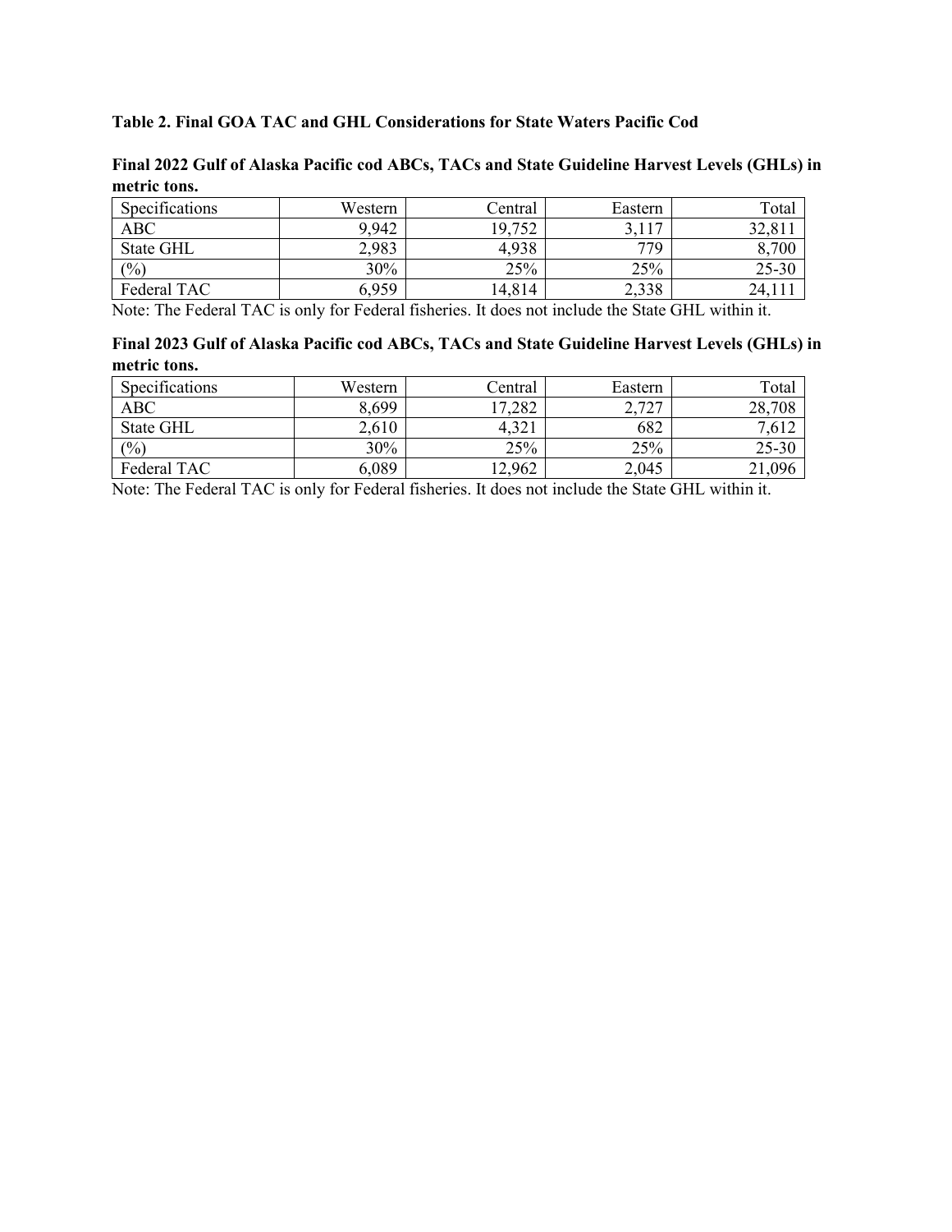**Table 2. Final GOA TAC and GHL Considerations for State Waters Pacific Cod**

**Final 2022 Gulf of Alaska Pacific cod ABCs, TACs and State Guideline Harvest Levels (GHLs) in metric tons.**

| Specifications | Western | Central | Eastern | Total |
|---|---:|---:|---:|---:|
| ABC | 9,942 | 19,752 | 3,117 | 32,811 |
| State GHL | 2,983 | 4,938 | 779 | 8,700 |
| (%) | 30% | 25% | 25% | 25-30 |
| Federal TAC | 6,959 | 14,814 | 2,338 | 24,111 |

Note: The Federal TAC is only for Federal fisheries. It does not include the State GHL within it.

**Final 2023 Gulf of Alaska Pacific cod ABCs, TACs and State Guideline Harvest Levels (GHLs) in metric tons.**

| Specifications | Western | Central | Eastern | Total |
|---|---:|---:|---:|---:|
| ABC | 8,699 | 17,282 | 2,727 | 28,708 |
| State GHL | 2,610 | 4,321 | 682 | 7,612 |
| (%) | 30% | 25% | 25% | 25-30 |
| Federal TAC | 6,089 | 12,962 | 2,045 | 21,096 |

Note: The Federal TAC is only for Federal fisheries. It does not include the State GHL within it.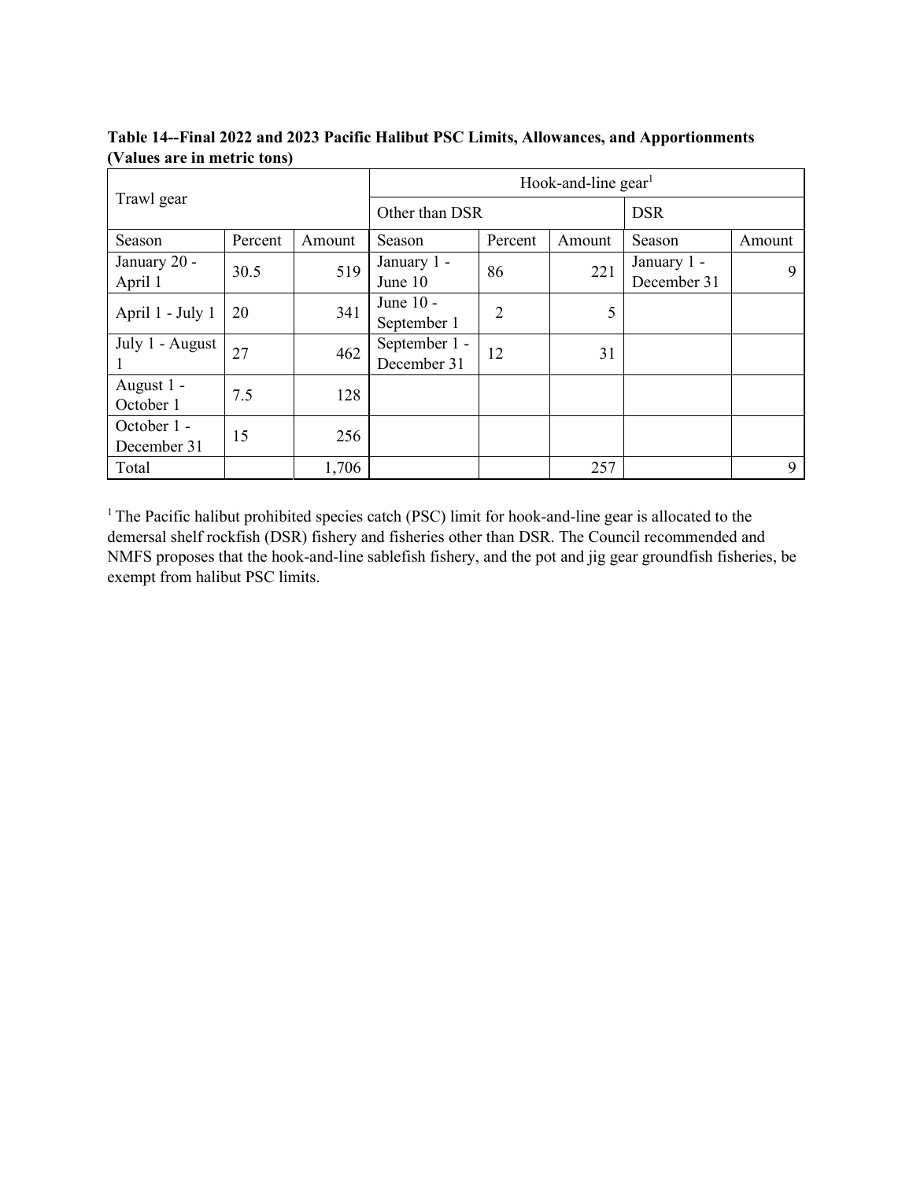**Table 14--Final 2022 and 2023 Pacific Halibut PSC Limits, Allowances, and Apportionments (Values are in metric tons)**

| Trawl gear | | | Hook-and-line gear[1] | | | | |
|---|---|---|---|---|---|---|---|
| | | | Other than DSR | | | DSR | |
| Season | Percent | Amount | Season | Percent | Amount | Season | Amount |
| January 20 - April 1 | 30.5 | 519 | January 1 - June 10 | 86 | 221 | January 1 - December 31 | 9 |
| April 1 - July 1 | 20 | 341 | June 10 - September 1 | 2 | 5 | | |
| July 1 - August 1 | 27 | 462 | September 1 - December 31 | 12 | 31 | | |
| August 1 - October 1 | 7.5 | 128 | | | | | |
| October 1 - December 31 | 15 | 256 | | | | | |
| Total | | 1,706 | | | 257 | | 9 |

[1] The Pacific halibut prohibited species catch (PSC) limit for hook-and-line gear is allocated to the demersal shelf rockfish (DSR) fishery and fisheries other than DSR. The Council recommended and NMFS proposes that the hook-and-line sablefish fishery, and the pot and jig gear groundfish fisheries, be exempt from halibut PSC limits.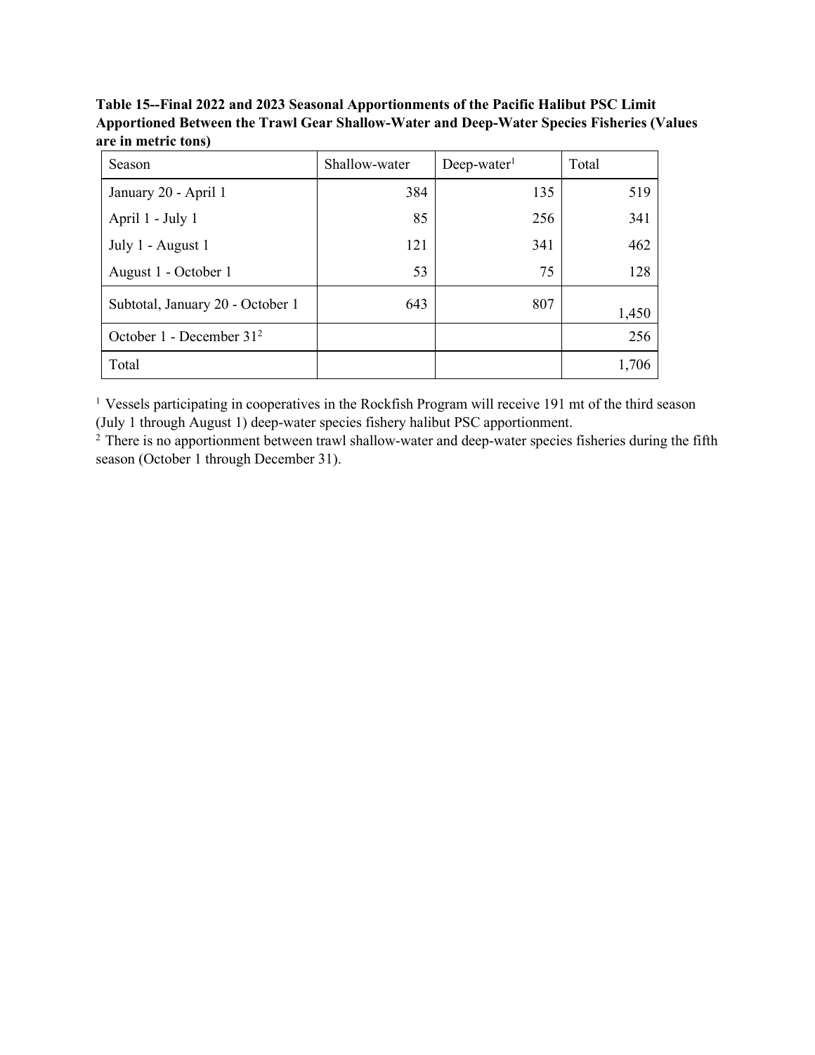**Table 15--Final 2022 and 2023 Seasonal Apportionments of the Pacific Halibut PSC Limit Apportioned Between the Trawl Gear Shallow-Water and Deep-Water Species Fisheries (Values are in metric tons)**

| Season | Shallow-water | Deep-water[1] | Total |
|---|---|---|---|
| January 20 - April 1 | 384 | 135 | 519 |
| April 1 - July 1 | 85 | 256 | 341 |
| July 1 - August 1 | 121 | 341 | 462 |
| August 1 - October 1 | 53 | 75 | 128 |
| Subtotal, January 20 - October 1 | 643 | 807 | 1,450 |
| October 1 - December 31[2] | | | 256 |
| Total | | | 1,706 |

[1] Vessels participating in cooperatives in the Rockfish Program will receive 191 mt of the third season (July 1 through August 1) deep-water species fishery halibut PSC apportionment.

[2] There is no apportionment between trawl shallow-water and deep-water species fisheries during the fifth season (October 1 through December 31).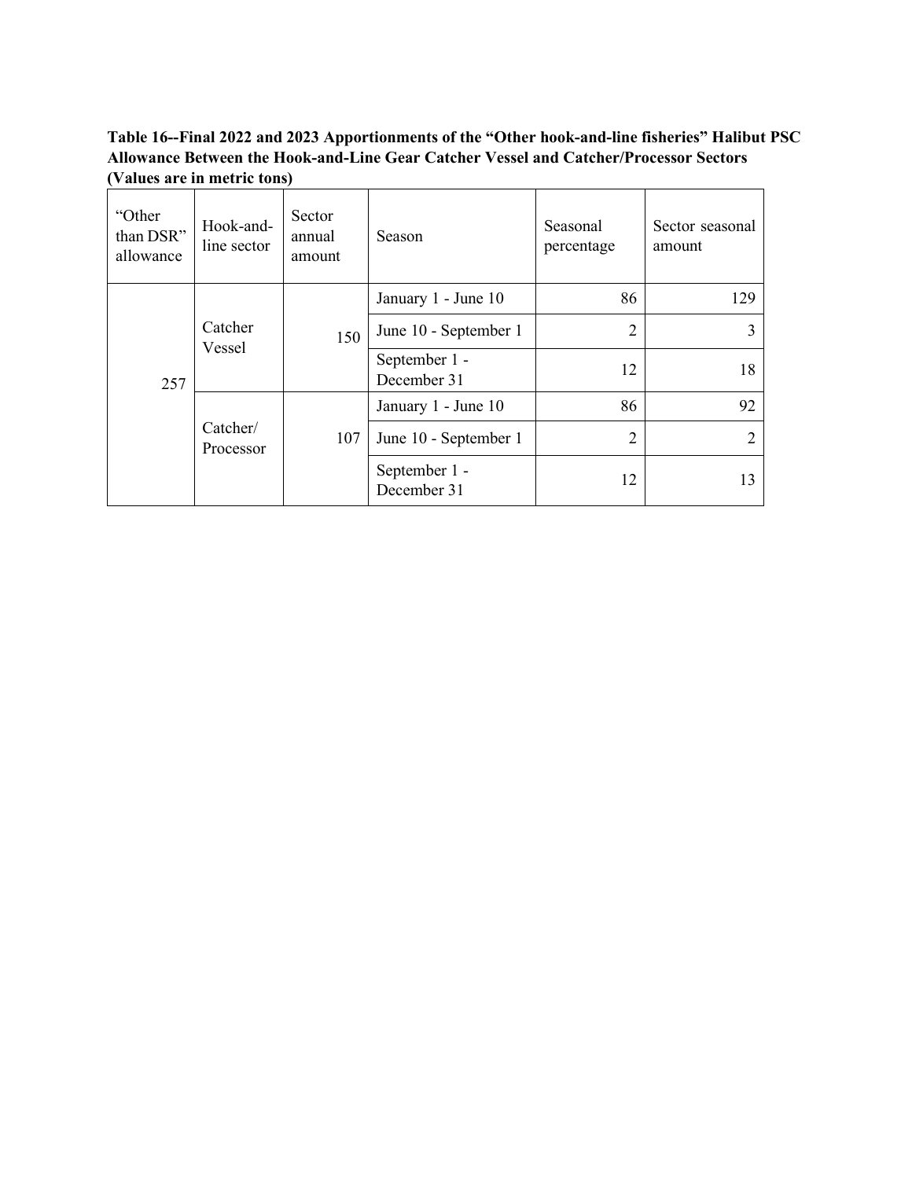**Table 16--Final 2022 and 2023 Apportionments of the "Other hook-and-line fisheries" Halibut PSC Allowance Between the Hook-and-Line Gear Catcher Vessel and Catcher/Processor Sectors (Values are in metric tons)**

| "Other than DSR" allowance | Hook-and-line sector | Sector annual amount | Season | Seasonal percentage | Sector seasonal amount |
|---|---|---|---|---|---|
| 257 | Catcher Vessel | 150 | January 1 - June 10 | 86 | 129 |
| | | | June 10 - September 1 | 2 | 3 |
| | | | September 1 - December 31 | 12 | 18 |
| | Catcher/ Processor | 107 | January 1 - June 10 | 86 | 92 |
| | | | June 10 - September 1 | 2 | 2 |
| | | | September 1 - December 31 | 12 | 13 |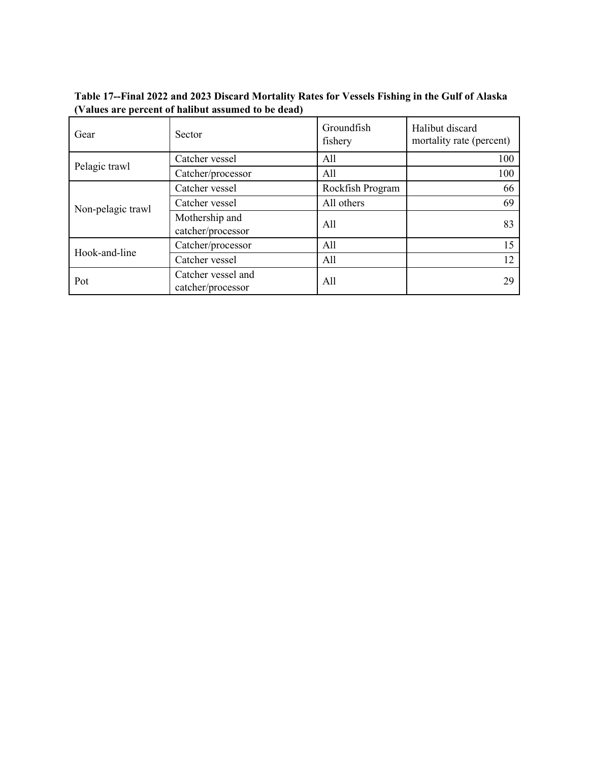**Table 17--Final 2022 and 2023 Discard Mortality Rates for Vessels Fishing in the Gulf of Alaska (Values are percent of halibut assumed to be dead)**

| Gear | Sector | Groundfish fishery | Halibut discard mortality rate (percent) |
|---|---|---|---|
| Pelagic trawl | Catcher vessel | All | 100 |
| | Catcher/processor | All | 100 |
| Non-pelagic trawl | Catcher vessel | Rockfish Program | 66 |
| | Catcher vessel | All others | 69 |
| | Mothership and catcher/processor | All | 83 |
| Hook-and-line | Catcher/processor | All | 15 |
| | Catcher vessel | All | 12 |
| Pot | Catcher vessel and catcher/processor | All | 29 |